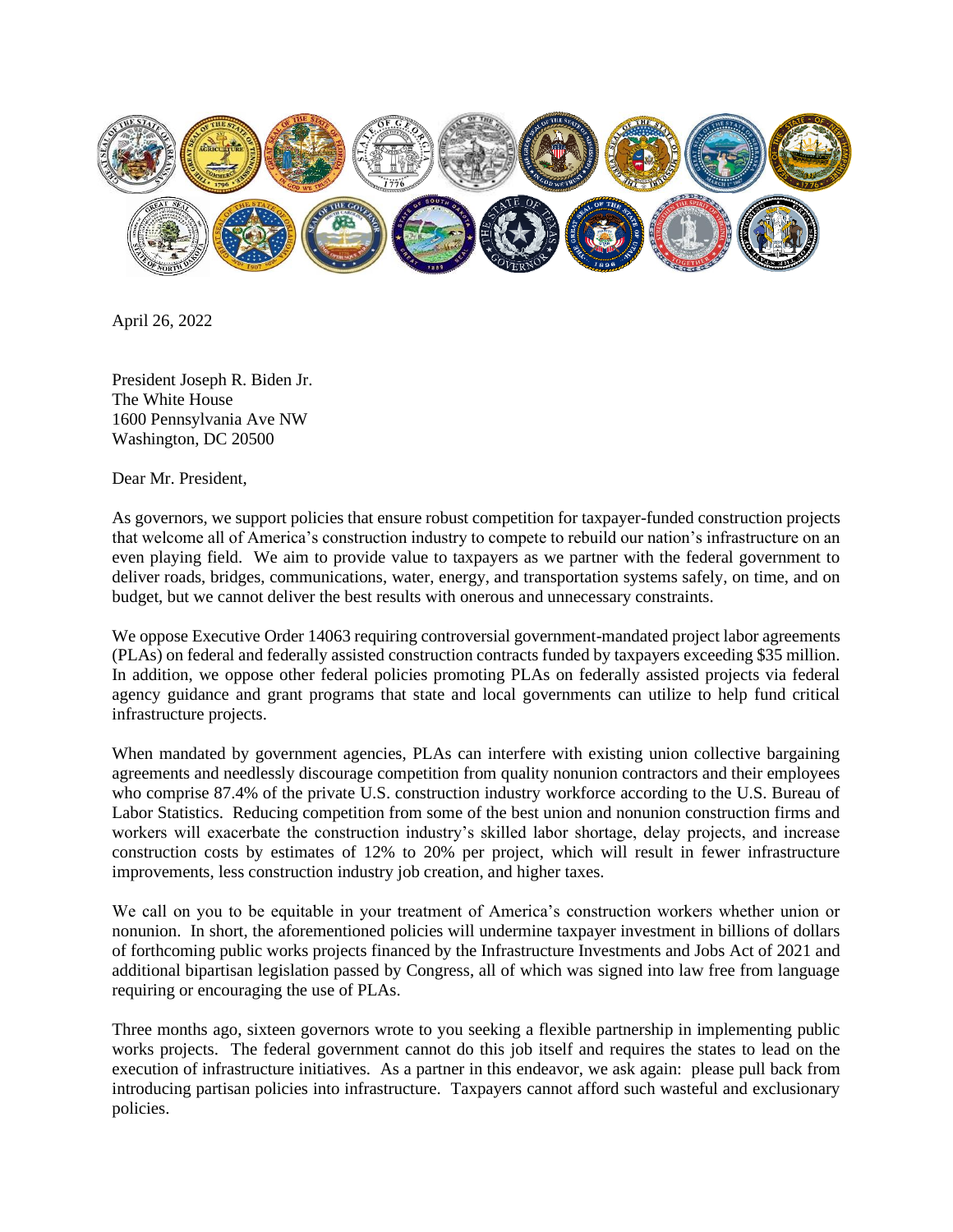April 26, 2022

President Joseph R. Biden Jr.
The White House
1600 Pennsylvania Ave NW
Washington, DC 20500

Dear Mr. President,

As governors, we support policies that ensure robust competition for taxpayer-funded construction projects that welcome all of America's construction industry to compete to rebuild our nation's infrastructure on an even playing field. We aim to provide value to taxpayers as we partner with the federal government to deliver roads, bridges, communications, water, energy, and transportation systems safely, on time, and on budget, but we cannot deliver the best results with onerous and unnecessary constraints.

We oppose Executive Order 14063 requiring controversial government-mandated project labor agreements (PLAs) on federal and federally assisted construction contracts funded by taxpayers exceeding $35 million. In addition, we oppose other federal policies promoting PLAs on federally assisted projects via federal agency guidance and grant programs that state and local governments can utilize to help fund critical infrastructure projects.

When mandated by government agencies, PLAs can interfere with existing union collective bargaining agreements and needlessly discourage competition from quality nonunion contractors and their employees who comprise 87.4% of the private U.S. construction industry workforce according to the U.S. Bureau of Labor Statistics. Reducing competition from some of the best union and nonunion construction firms and workers will exacerbate the construction industry's skilled labor shortage, delay projects, and increase construction costs by estimates of 12% to 20% per project, which will result in fewer infrastructure improvements, less construction industry job creation, and higher taxes.

We call on you to be equitable in your treatment of America's construction workers whether union or nonunion. In short, the aforementioned policies will undermine taxpayer investment in billions of dollars of forthcoming public works projects financed by the Infrastructure Investments and Jobs Act of 2021 and additional bipartisan legislation passed by Congress, all of which was signed into law free from language requiring or encouraging the use of PLAs.

Three months ago, sixteen governors wrote to you seeking a flexible partnership in implementing public works projects. The federal government cannot do this job itself and requires the states to lead on the execution of infrastructure initiatives. As a partner in this endeavor, we ask again: please pull back from introducing partisan policies into infrastructure. Taxpayers cannot afford such wasteful and exclusionary policies.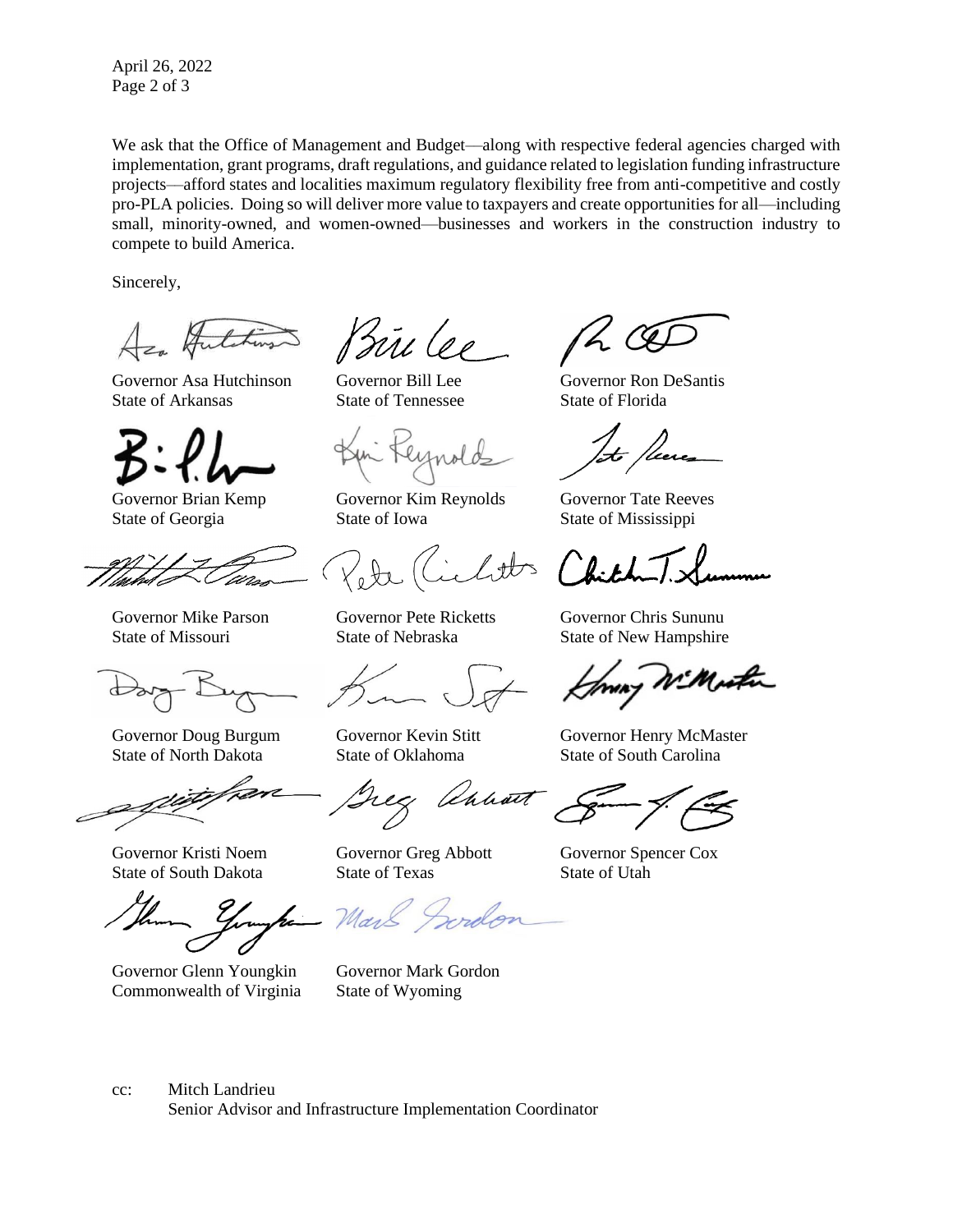We ask that the Office of Management and Budget—along with respective federal agencies charged with implementation, grant programs, draft regulations, and guidance related to legislation funding infrastructure projects—afford states and localities maximum regulatory flexibility free from anti-competitive and costly pro-PLA policies. Doing so will deliver more value to taxpayers and create opportunities for all—including small, minority-owned, and women-owned—businesses and workers in the construction industry to compete to build America.

Sincerely,

Governor Asa Hutchinson
State of Arkansas

Governor Bill Lee
State of Tennessee

Governor Ron DeSantis
State of Florida

Governor Brian Kemp
State of Georgia

Governor Kim Reynolds
State of Iowa

Governor Tate Reeves
State of Mississippi

Governor Mike Parson
State of Missouri

Governor Pete Ricketts
State of Nebraska

Governor Chris Sununu
State of New Hampshire

Governor Doug Burgum
State of North Dakota

Governor Kevin Stitt
State of Oklahoma

Governor Henry McMaster
State of South Carolina

Governor Kristi Noem
State of South Dakota

Governor Greg Abbott
State of Texas

Governor Spencer Cox
State of Utah

Governor Glenn Youngkin
Commonwealth of Virginia

Governor Mark Gordon
State of Wyoming

cc: Mitch Landrieu
Senior Advisor and Infrastructure Implementation Coordinator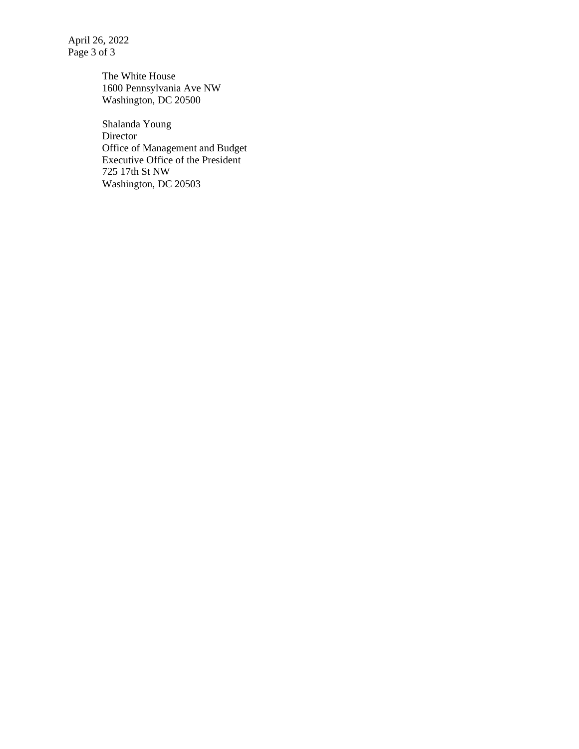The White House
1600 Pennsylvania Ave NW
Washington, DC 20500

Shalanda Young
Director
Office of Management and Budget
Executive Office of the President
725 17th St NW
Washington, DC 20503